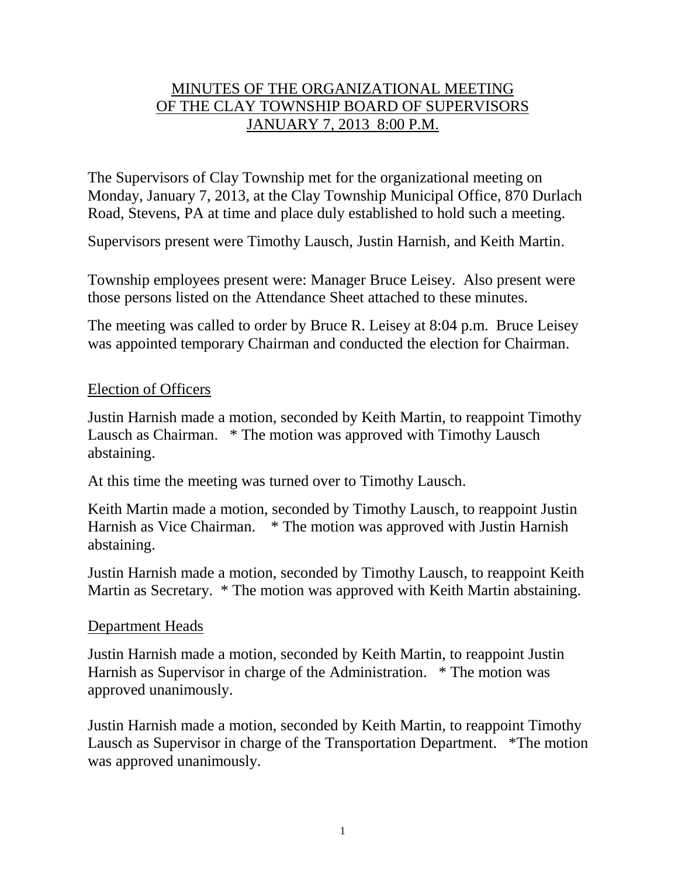# MINUTES OF THE ORGANIZATIONAL MEETING OF THE CLAY TOWNSHIP BOARD OF SUPERVISORS JANUARY 7, 2013 8:00 P.M.

The Supervisors of Clay Township met for the organizational meeting on Monday, January 7, 2013, at the Clay Township Municipal Office, 870 Durlach Road, Stevens, PA at time and place duly established to hold such a meeting.

Supervisors present were Timothy Lausch, Justin Harnish, and Keith Martin.

Township employees present were: Manager Bruce Leisey. Also present were those persons listed on the Attendance Sheet attached to these minutes.

The meeting was called to order by Bruce R. Leisey at 8:04 p.m. Bruce Leisey was appointed temporary Chairman and conducted the election for Chairman.

## Election of Officers

Justin Harnish made a motion, seconded by Keith Martin, to reappoint Timothy Lausch as Chairman. * The motion was approved with Timothy Lausch abstaining.

At this time the meeting was turned over to Timothy Lausch.

Keith Martin made a motion, seconded by Timothy Lausch, to reappoint Justin Harnish as Vice Chairman. * The motion was approved with Justin Harnish abstaining.

Justin Harnish made a motion, seconded by Timothy Lausch, to reappoint Keith Martin as Secretary. * The motion was approved with Keith Martin abstaining.

## Department Heads

Justin Harnish made a motion, seconded by Keith Martin, to reappoint Justin Harnish as Supervisor in charge of the Administration. * The motion was approved unanimously.

Justin Harnish made a motion, seconded by Keith Martin, to reappoint Timothy Lausch as Supervisor in charge of the Transportation Department. *The motion was approved unanimously.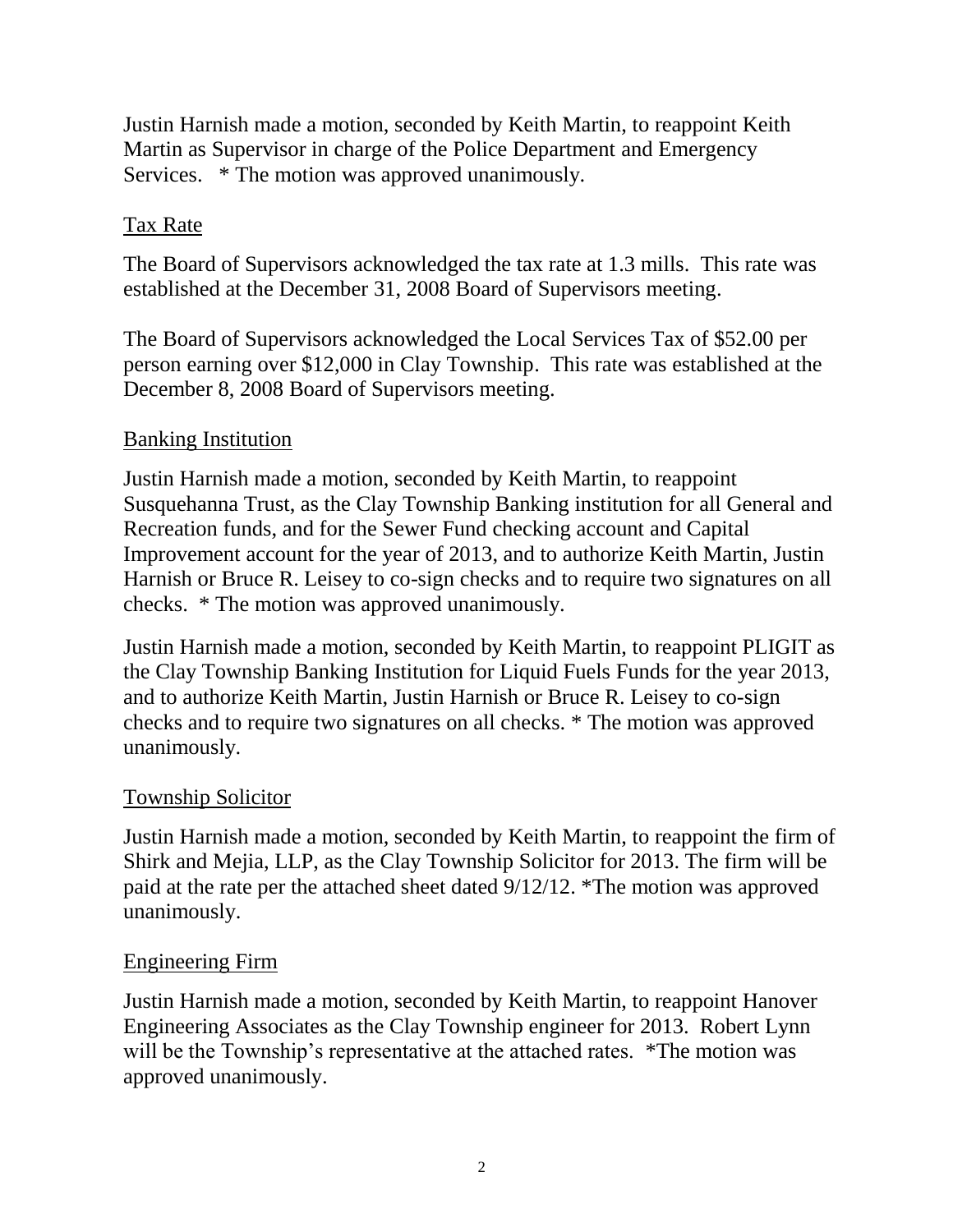Justin Harnish made a motion, seconded by Keith Martin, to reappoint Keith Martin as Supervisor in charge of the Police Department and Emergency Services. * The motion was approved unanimously.

## Tax Rate

The Board of Supervisors acknowledged the tax rate at 1.3 mills. This rate was established at the December 31, 2008 Board of Supervisors meeting.

The Board of Supervisors acknowledged the Local Services Tax of $52.00 per person earning over $12,000 in Clay Township. This rate was established at the December 8, 2008 Board of Supervisors meeting.

## Banking Institution

Justin Harnish made a motion, seconded by Keith Martin, to reappoint Susquehanna Trust, as the Clay Township Banking institution for all General and Recreation funds, and for the Sewer Fund checking account and Capital Improvement account for the year of 2013, and to authorize Keith Martin, Justin Harnish or Bruce R. Leisey to co-sign checks and to require two signatures on all checks. * The motion was approved unanimously.

Justin Harnish made a motion, seconded by Keith Martin, to reappoint PLIGIT as the Clay Township Banking Institution for Liquid Fuels Funds for the year 2013, and to authorize Keith Martin, Justin Harnish or Bruce R. Leisey to co-sign checks and to require two signatures on all checks. * The motion was approved unanimously.

## Township Solicitor

Justin Harnish made a motion, seconded by Keith Martin, to reappoint the firm of Shirk and Mejia, LLP, as the Clay Township Solicitor for 2013. The firm will be paid at the rate per the attached sheet dated 9/12/12. *The motion was approved unanimously.

## Engineering Firm

Justin Harnish made a motion, seconded by Keith Martin, to reappoint Hanover Engineering Associates as the Clay Township engineer for 2013. Robert Lynn will be the Township's representative at the attached rates. *The motion was approved unanimously.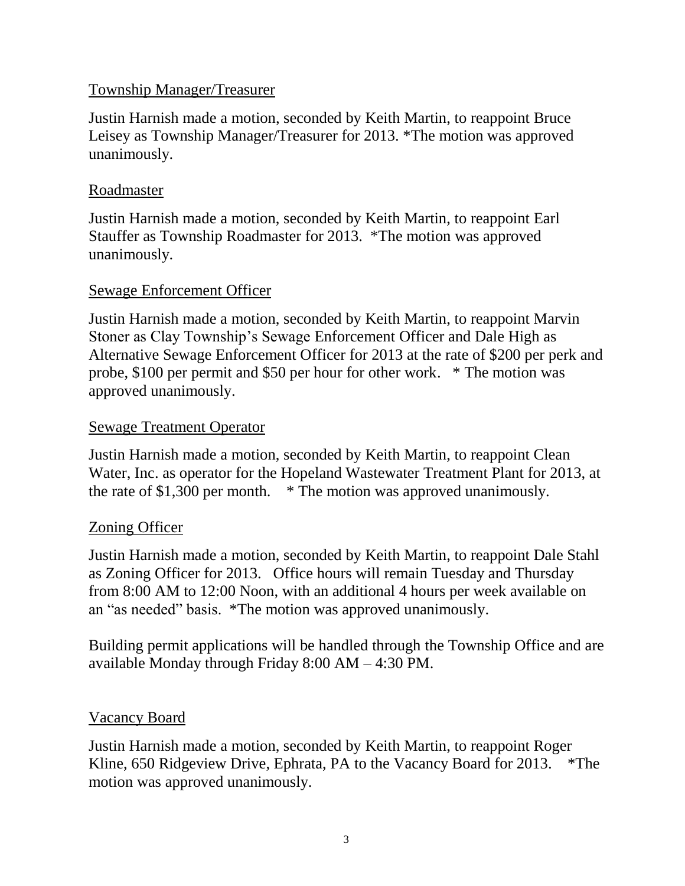Township Manager/Treasurer

Justin Harnish made a motion, seconded by Keith Martin, to reappoint Bruce Leisey as Township Manager/Treasurer for 2013. *The motion was approved unanimously.

Roadmaster

Justin Harnish made a motion, seconded by Keith Martin, to reappoint Earl Stauffer as Township Roadmaster for 2013. *The motion was approved unanimously.

Sewage Enforcement Officer

Justin Harnish made a motion, seconded by Keith Martin, to reappoint Marvin Stoner as Clay Township's Sewage Enforcement Officer and Dale High as Alternative Sewage Enforcement Officer for 2013 at the rate of $200 per perk and probe, $100 per permit and $50 per hour for other work. * The motion was approved unanimously.

Sewage Treatment Operator

Justin Harnish made a motion, seconded by Keith Martin, to reappoint Clean Water, Inc. as operator for the Hopeland Wastewater Treatment Plant for 2013, at the rate of $1,300 per month. * The motion was approved unanimously.

Zoning Officer

Justin Harnish made a motion, seconded by Keith Martin, to reappoint Dale Stahl as Zoning Officer for 2013. Office hours will remain Tuesday and Thursday from 8:00 AM to 12:00 Noon, with an additional 4 hours per week available on an "as needed" basis. *The motion was approved unanimously.

Building permit applications will be handled through the Township Office and are available Monday through Friday 8:00 AM – 4:30 PM.

Vacancy Board

Justin Harnish made a motion, seconded by Keith Martin, to reappoint Roger Kline, 650 Ridgeview Drive, Ephrata, PA to the Vacancy Board for 2013. *The motion was approved unanimously.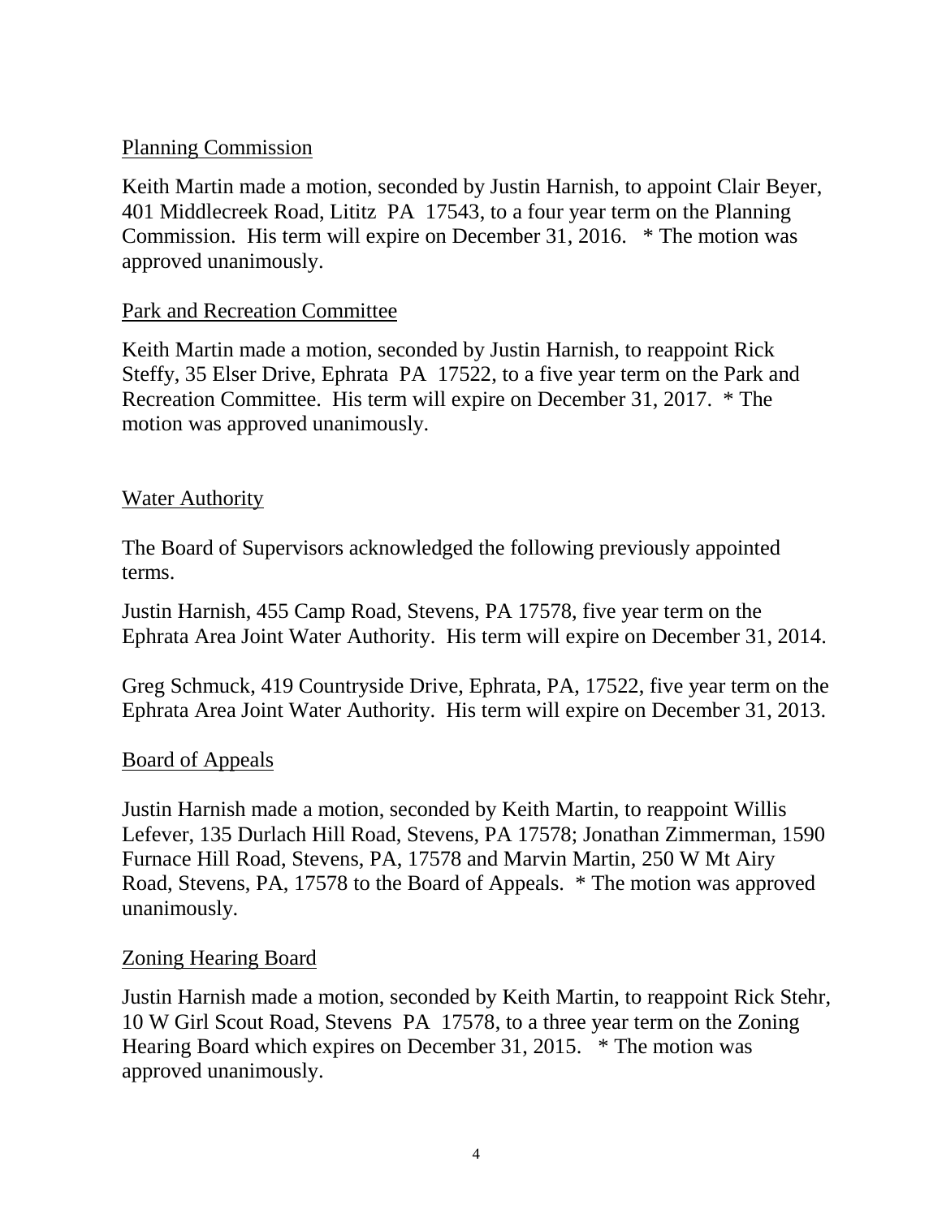Planning Commission

Keith Martin made a motion, seconded by Justin Harnish, to appoint Clair Beyer, 401 Middlecreek Road, Lititz PA 17543, to a four year term on the Planning Commission. His term will expire on December 31, 2016. * The motion was approved unanimously.

Park and Recreation Committee

Keith Martin made a motion, seconded by Justin Harnish, to reappoint Rick Steffy, 35 Elser Drive, Ephrata PA 17522, to a five year term on the Park and Recreation Committee. His term will expire on December 31, 2017. * The motion was approved unanimously.

Water Authority

The Board of Supervisors acknowledged the following previously appointed terms.

Justin Harnish, 455 Camp Road, Stevens, PA 17578, five year term on the Ephrata Area Joint Water Authority. His term will expire on December 31, 2014.

Greg Schmuck, 419 Countryside Drive, Ephrata, PA, 17522, five year term on the Ephrata Area Joint Water Authority. His term will expire on December 31, 2013.

Board of Appeals

Justin Harnish made a motion, seconded by Keith Martin, to reappoint Willis Lefever, 135 Durlach Hill Road, Stevens, PA 17578; Jonathan Zimmerman, 1590 Furnace Hill Road, Stevens, PA, 17578 and Marvin Martin, 250 W Mt Airy Road, Stevens, PA, 17578 to the Board of Appeals. * The motion was approved unanimously.

Zoning Hearing Board

Justin Harnish made a motion, seconded by Keith Martin, to reappoint Rick Stehr, 10 W Girl Scout Road, Stevens PA 17578, to a three year term on the Zoning Hearing Board which expires on December 31, 2015. * The motion was approved unanimously.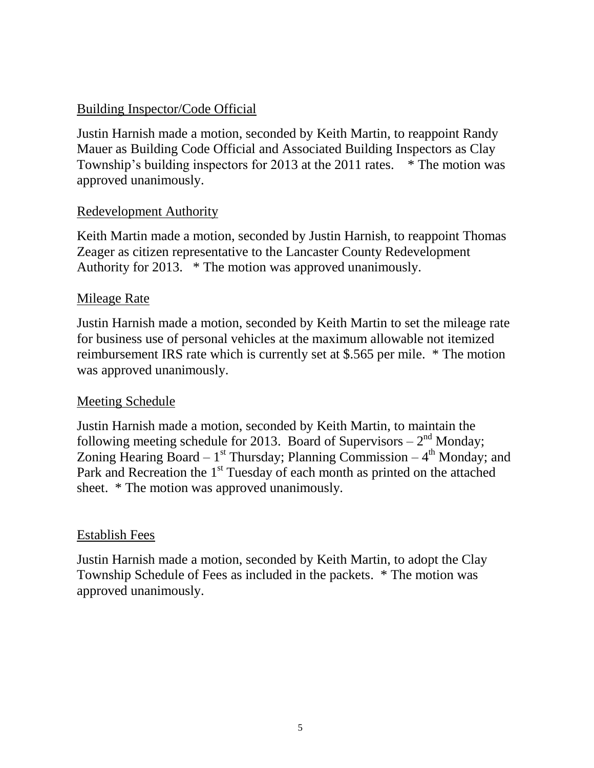Building Inspector/Code Official

Justin Harnish made a motion, seconded by Keith Martin, to reappoint Randy Mauer as Building Code Official and Associated Building Inspectors as Clay Township's building inspectors for 2013 at the 2011 rates. * The motion was approved unanimously.

Redevelopment Authority

Keith Martin made a motion, seconded by Justin Harnish, to reappoint Thomas Zeager as citizen representative to the Lancaster County Redevelopment Authority for 2013. * The motion was approved unanimously.

Mileage Rate

Justin Harnish made a motion, seconded by Keith Martin to set the mileage rate for business use of personal vehicles at the maximum allowable not itemized reimbursement IRS rate which is currently set at $.565 per mile. * The motion was approved unanimously.

Meeting Schedule

Justin Harnish made a motion, seconded by Keith Martin, to maintain the following meeting schedule for 2013. Board of Supervisors – 2nd Monday; Zoning Hearing Board – 1st Thursday; Planning Commission – 4th Monday; and Park and Recreation the 1st Tuesday of each month as printed on the attached sheet. * The motion was approved unanimously.

Establish Fees

Justin Harnish made a motion, seconded by Keith Martin, to adopt the Clay Township Schedule of Fees as included in the packets. * The motion was approved unanimously.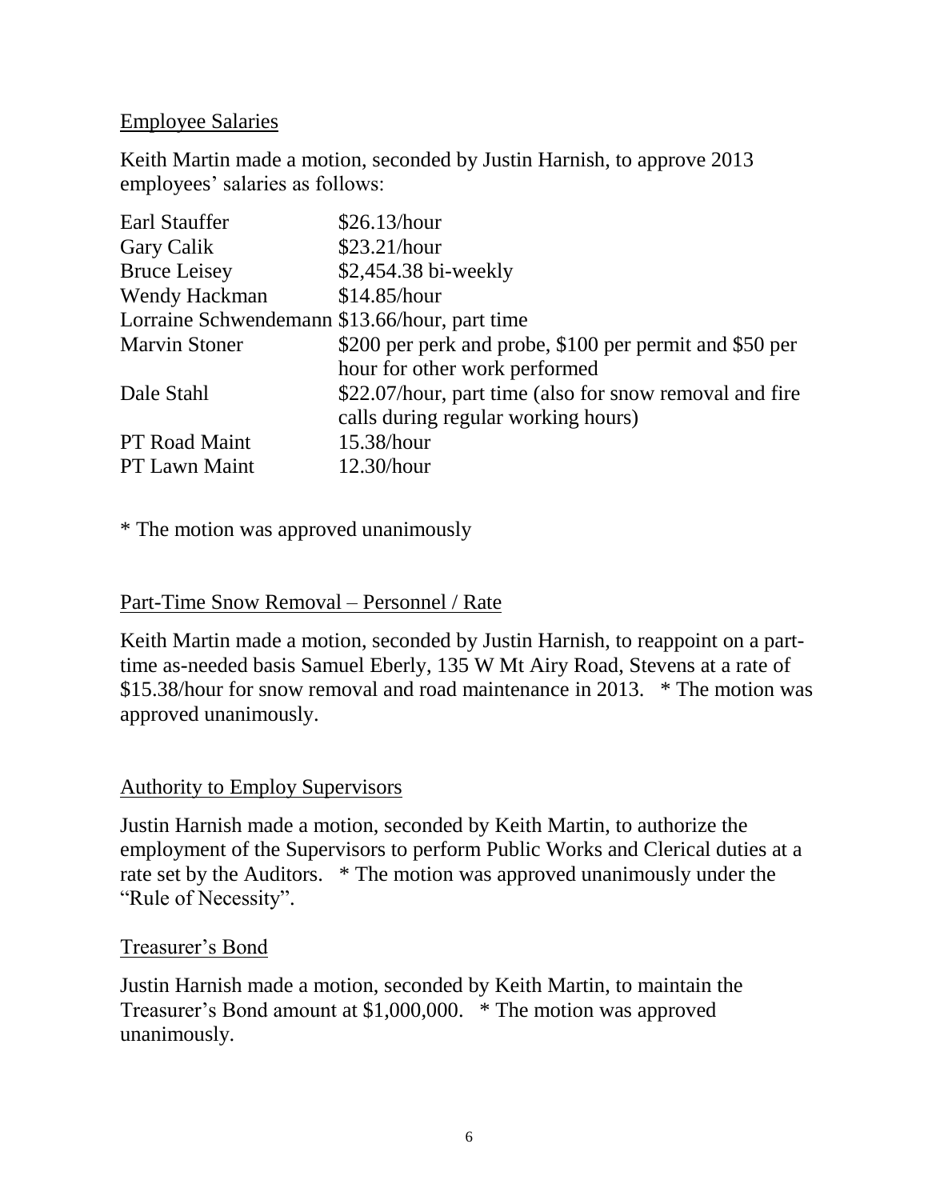Employee Salaries

Keith Martin made a motion, seconded by Justin Harnish, to approve 2013 employees' salaries as follows:

| | |
|---|---|
| Earl Stauffer | $26.13/hour |
| Gary Calik | $23.21/hour |
| Bruce Leisey | $2,454.38 bi-weekly |
| Wendy Hackman | $14.85/hour |
| Lorraine Schwendemann | $13.66/hour, part time |
| Marvin Stoner | $200 per perk and probe, $100 per permit and $50 per hour for other work performed |
| Dale Stahl | $22.07/hour, part time (also for snow removal and fire calls during regular working hours) |
| PT Road Maint | 15.38/hour |
| PT Lawn Maint | 12.30/hour |

* The motion was approved unanimously

Part-Time Snow Removal – Personnel / Rate

Keith Martin made a motion, seconded by Justin Harnish, to reappoint on a part-time as-needed basis Samuel Eberly, 135 W Mt Airy Road, Stevens at a rate of $15.38/hour for snow removal and road maintenance in 2013. * The motion was approved unanimously.

Authority to Employ Supervisors

Justin Harnish made a motion, seconded by Keith Martin, to authorize the employment of the Supervisors to perform Public Works and Clerical duties at a rate set by the Auditors. * The motion was approved unanimously under the "Rule of Necessity".

Treasurer's Bond

Justin Harnish made a motion, seconded by Keith Martin, to maintain the Treasurer's Bond amount at $1,000,000. * The motion was approved unanimously.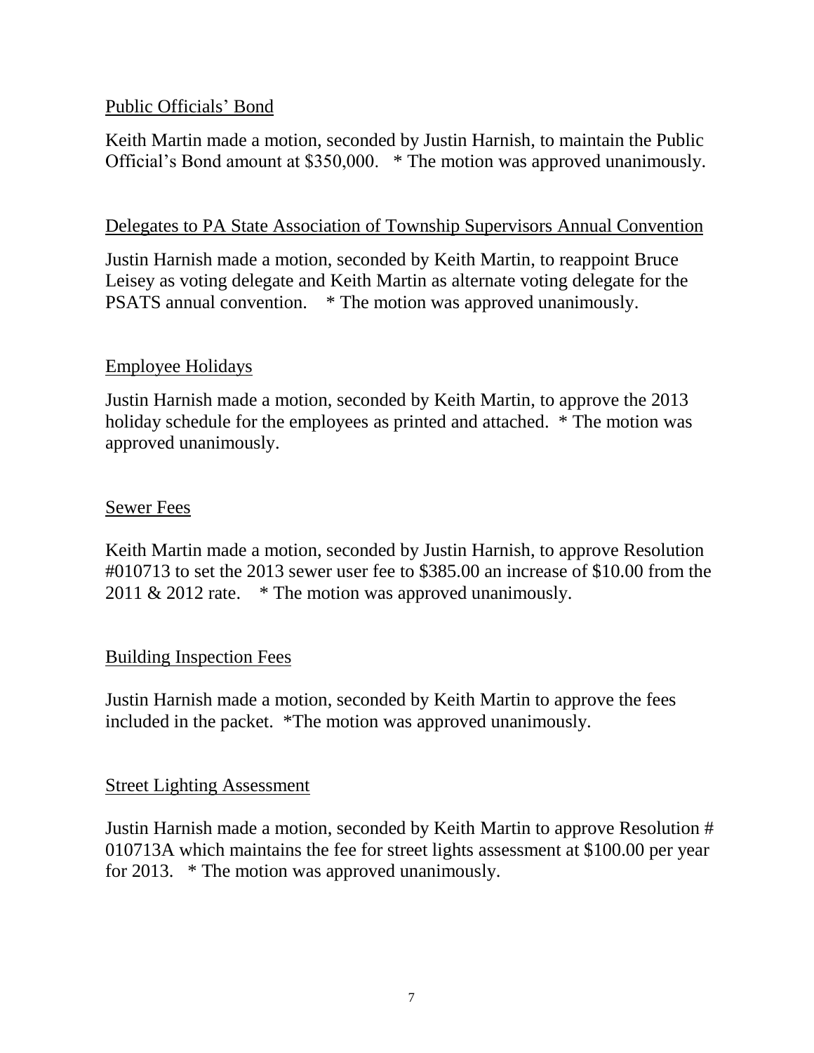Public Officials' Bond

Keith Martin made a motion, seconded by Justin Harnish, to maintain the Public Official's Bond amount at $350,000. * The motion was approved unanimously.

Delegates to PA State Association of Township Supervisors Annual Convention

Justin Harnish made a motion, seconded by Keith Martin, to reappoint Bruce Leisey as voting delegate and Keith Martin as alternate voting delegate for the PSATS annual convention. * The motion was approved unanimously.

Employee Holidays

Justin Harnish made a motion, seconded by Keith Martin, to approve the 2013 holiday schedule for the employees as printed and attached. * The motion was approved unanimously.

Sewer Fees

Keith Martin made a motion, seconded by Justin Harnish, to approve Resolution #010713 to set the 2013 sewer user fee to $385.00 an increase of $10.00 from the 2011 & 2012 rate. * The motion was approved unanimously.

Building Inspection Fees

Justin Harnish made a motion, seconded by Keith Martin to approve the fees included in the packet. *The motion was approved unanimously.

Street Lighting Assessment

Justin Harnish made a motion, seconded by Keith Martin to approve Resolution # 010713A which maintains the fee for street lights assessment at $100.00 per year for 2013. * The motion was approved unanimously.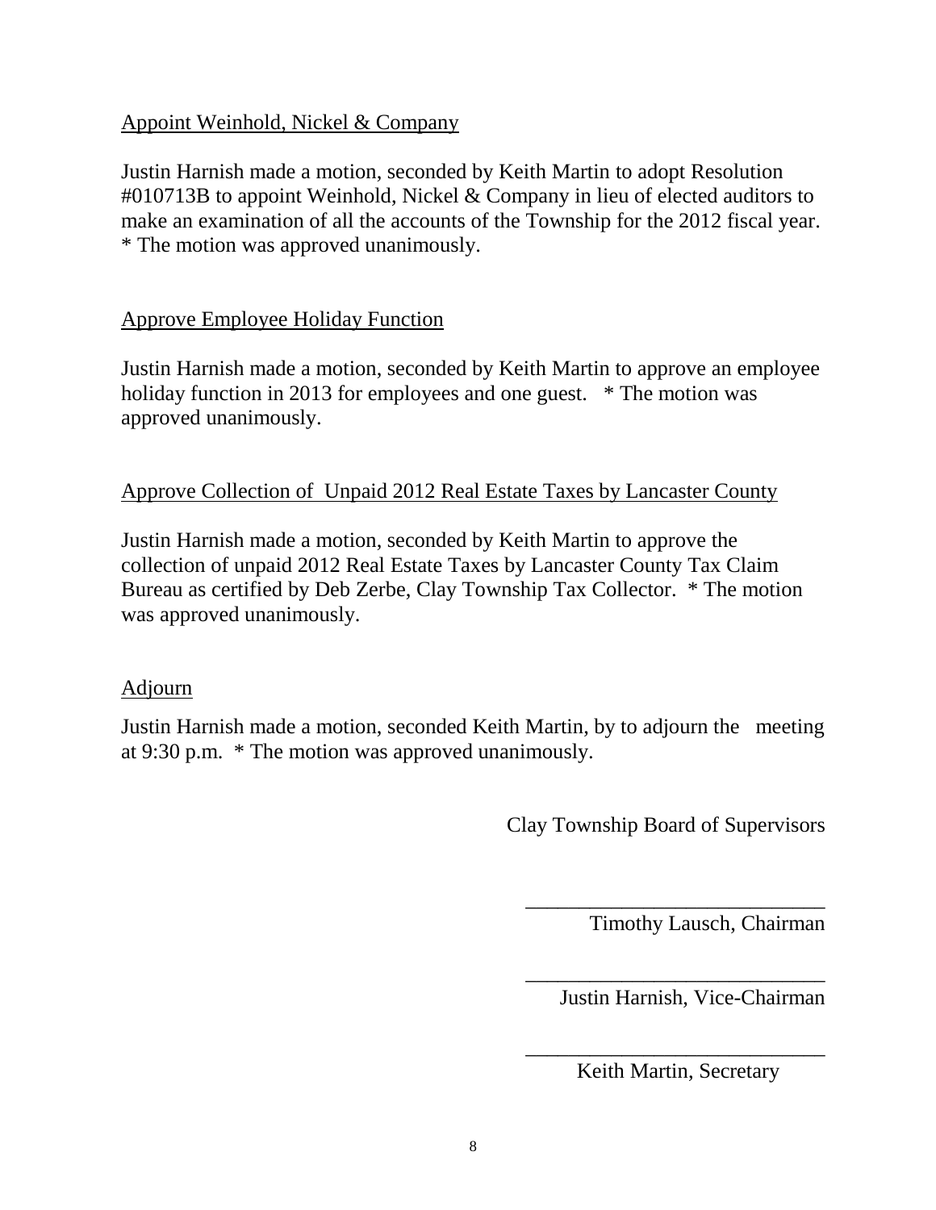Appoint Weinhold, Nickel & Company

Justin Harnish made a motion, seconded by Keith Martin to adopt Resolution #010713B to appoint Weinhold, Nickel & Company in lieu of elected auditors to make an examination of all the accounts of the Township for the 2012 fiscal year. * The motion was approved unanimously.

Approve Employee Holiday Function

Justin Harnish made a motion, seconded by Keith Martin to approve an employee holiday function in 2013 for employees and one guest. * The motion was approved unanimously.

Approve Collection of Unpaid 2012 Real Estate Taxes by Lancaster County

Justin Harnish made a motion, seconded by Keith Martin to approve the collection of unpaid 2012 Real Estate Taxes by Lancaster County Tax Claim Bureau as certified by Deb Zerbe, Clay Township Tax Collector. * The motion was approved unanimously.

Adjourn

Justin Harnish made a motion, seconded Keith Martin, by to adjourn the meeting at 9:30 p.m. * The motion was approved unanimously.

Clay Township Board of Supervisors

\_\_\_\_\_\_\_\_\_\_\_\_\_\_\_\_\_\_\_\_\_\_\_\_\_\_\_\_\_\_
Timothy Lausch, Chairman

\_\_\_\_\_\_\_\_\_\_\_\_\_\_\_\_\_\_\_\_\_\_\_\_\_\_\_\_\_\_
Justin Harnish, Vice-Chairman

\_\_\_\_\_\_\_\_\_\_\_\_\_\_\_\_\_\_\_\_\_\_\_\_\_\_\_\_\_\_
Keith Martin, Secretary